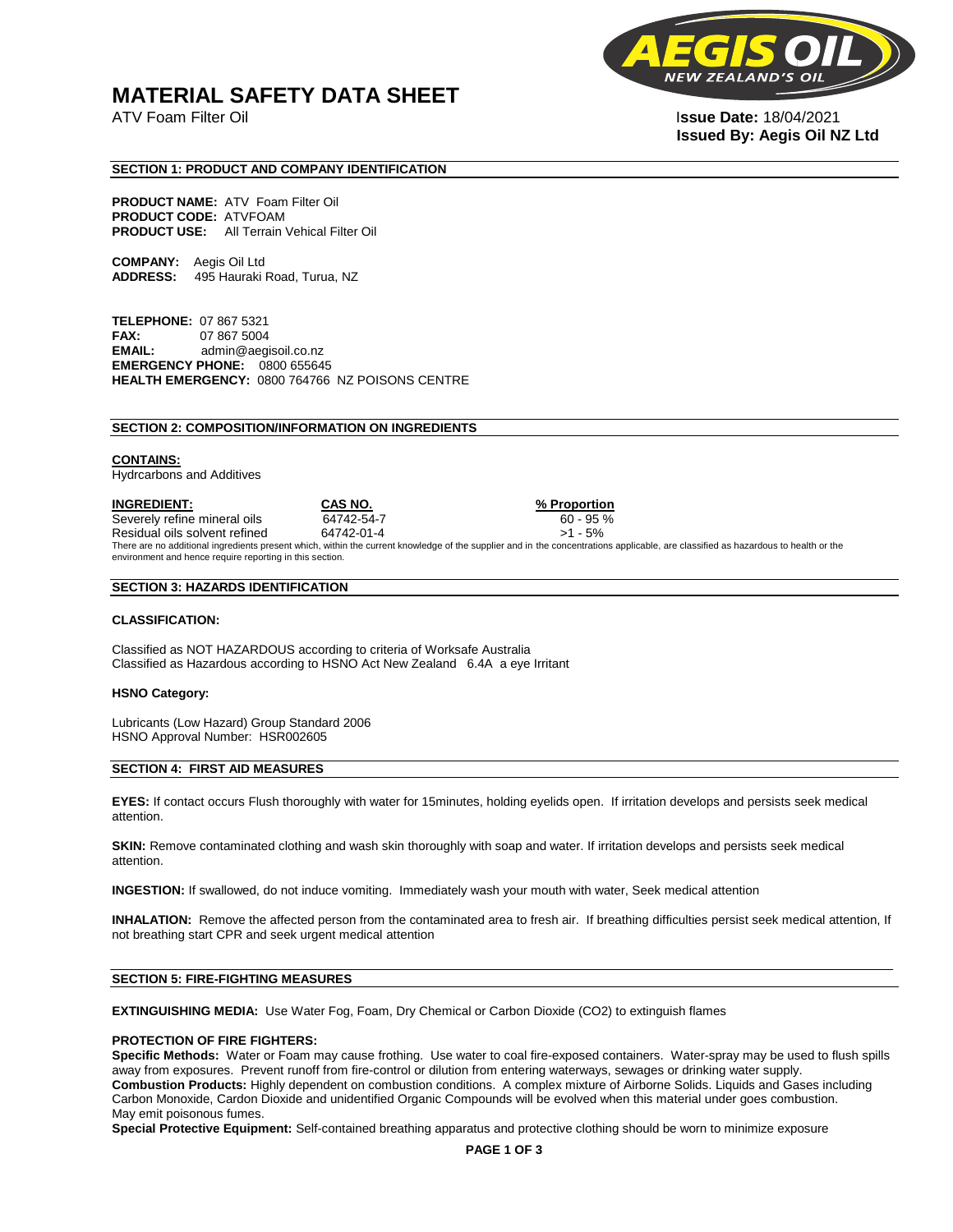# MATERIAL SAFETY DATA SHEET

ATV Foam Filter Oil

**Issue Date:** 18/04/2021
**Issued By: Aegis Oil NZ Ltd**

## SECTION 1: PRODUCT AND COMPANY IDENTIFICATION

**PRODUCT NAME:** ATV Foam Filter Oil
**PRODUCT CODE:** ATVFOAM
**PRODUCT USE:** All Terrain Vehical Filter Oil

**COMPANY:** Aegis Oil Ltd
**ADDRESS:** 495 Hauraki Road, Turua, NZ

**TELEPHONE:** 07 867 5321
**FAX:** 07 867 5004
**EMAIL:** admin@aegisoil.co.nz
**EMERGENCY PHONE:** 0800 655645
**HEALTH EMERGENCY:** 0800 764766 NZ POISONS CENTRE

## SECTION 2: COMPOSITION/INFORMATION ON INGREDIENTS

**CONTAINS:**
Hydrcarbons and Additives

| INGREDIENT: | CAS NO. | % Proportion |
|---|---|---|
| Severely refine mineral oils | 64742-54-7 | 60 - 95 % |
| Residual oils solvent refined | 64742-01-4 | >1 - 5% |

There are no additional ingredients present which, within the current knowledge of the supplier and in the concentrations applicable, are classified as hazardous to health or the environment and hence require reporting in this section.

## SECTION 3: HAZARDS IDENTIFICATION

**CLASSIFICATION:**

Classified as NOT HAZARDOUS according to criteria of Worksafe Australia
Classified as Hazardous according to HSNO Act New Zealand 6.4A a eye Irritant

**HSNO Category:**

Lubricants (Low Hazard) Group Standard 2006
HSNO Approval Number: HSR002605

## SECTION 4: FIRST AID MEASURES

**EYES:** If contact occurs Flush thoroughly with water for 15minutes, holding eyelids open. If irritation develops and persists seek medical attention.

**SKIN:** Remove contaminated clothing and wash skin thoroughly with soap and water. If irritation develops and persists seek medical attention.

**INGESTION:** If swallowed, do not induce vomiting. Immediately wash your mouth with water, Seek medical attention

**INHALATION:** Remove the affected person from the contaminated area to fresh air. If breathing difficulties persist seek medical attention, If not breathing start CPR and seek urgent medical attention

## SECTION 5: FIRE-FIGHTING MEASURES

**EXTINGUISHING MEDIA:** Use Water Fog, Foam, Dry Chemical or Carbon Dioxide (CO2) to extinguish flames

**PROTECTION OF FIRE FIGHTERS:**
**Specific Methods:** Water or Foam may cause frothing. Use water to coal fire-exposed containers. Water-spray may be used to flush spills away from exposures. Prevent runoff from fire-control or dilution from entering waterways, sewages or drinking water supply.
**Combustion Products:** Highly dependent on combustion conditions. A complex mixture of Airborne Solids. Liquids and Gases including Carbon Monoxide, Cardon Dioxide and unidentified Organic Compounds will be evolved when this material under goes combustion.
May emit poisonous fumes.
**Special Protective Equipment:** Self-contained breathing apparatus and protective clothing should be worn to minimize exposure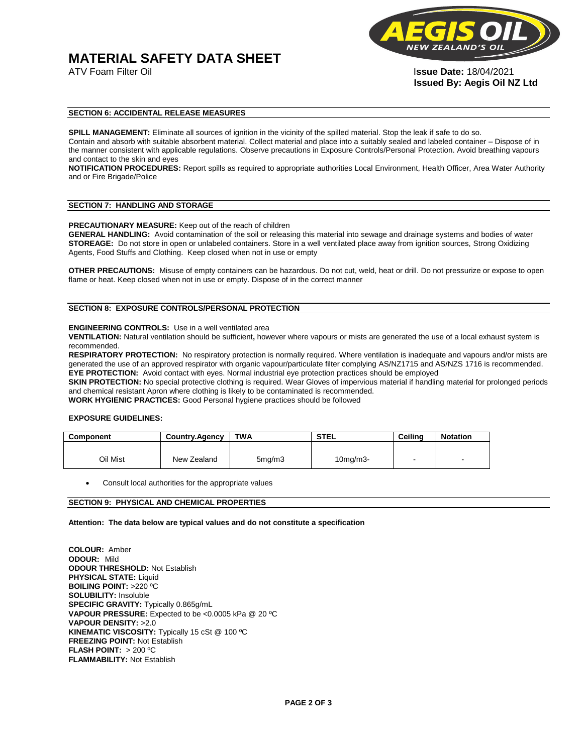# MATERIAL SAFETY DATA SHEET

ATV Foam Filter Oil

**Issue Date:** 18/04/2021
**Issued By: Aegis Oil NZ Ltd**

## SECTION 6: ACCIDENTAL RELEASE MEASURES

**SPILL MANAGEMENT:** Eliminate all sources of ignition in the vicinity of the spilled material. Stop the leak if safe to do so. Contain and absorb with suitable absorbent material. Collect material and place into a suitably sealed and labeled container – Dispose of in the manner consistent with applicable regulations. Observe precautions in Exposure Controls/Personal Protection. Avoid breathing vapours and contact to the skin and eyes

**NOTIFICATION PROCEDURES:** Report spills as required to appropriate authorities Local Environment, Health Officer, Area Water Authority and or Fire Brigade/Police

## SECTION 7: HANDLING AND STORAGE

**PRECAUTIONARY MEASURE:** Keep out of the reach of children
**GENERAL HANDLING:** Avoid contamination of the soil or releasing this material into sewage and drainage systems and bodies of water
**STOREAGE:** Do not store in open or unlabeled containers. Store in a well ventilated place away from ignition sources, Strong Oxidizing Agents, Food Stuffs and Clothing. Keep closed when not in use or empty

**OTHER PRECAUTIONS:** Misuse of empty containers can be hazardous. Do not cut, weld, heat or drill. Do not pressurize or expose to open flame or heat. Keep closed when not in use or empty. Dispose of in the correct manner

## SECTION 8: EXPOSURE CONTROLS/PERSONAL PROTECTION

**ENGINEERING CONTROLS:** Use in a well ventilated area
**VENTILATION:** Natural ventilation should be sufficient**,** however where vapours or mists are generated the use of a local exhaust system is recommended.
**RESPIRATORY PROTECTION:** No respiratory protection is normally required. Where ventilation is inadequate and vapours and/or mists are generated the use of an approved respirator with organic vapour/particulate filter complying AS/NZ1715 and AS/NZS 1716 is recommended.
**EYE PROTECTION:** Avoid contact with eyes. Normal industrial eye protection practices should be employed
**SKIN PROTECTION:** No special protective clothing is required. Wear Gloves of impervious material if handling material for prolonged periods and chemical resistant Apron where clothing is likely to be contaminated is recommended.
**WORK HYGIENIC PRACTICES:** Good Personal hygiene practices should be followed

**EXPOSURE GUIDELINES:**

| Component | Country.Agency | TWA | STEL | Ceiling | Notation |
|---|---|---|---|---|---|
| Oil Mist | New Zealand | 5mg/m3 | 10mg/m3- | - | - |

- Consult local authorities for the appropriate values

## SECTION 9: PHYSICAL AND CHEMICAL PROPERTIES

**Attention: The data below are typical values and do not constitute a specification**

**COLOUR:** Amber
**ODOUR:** Mild
**ODOUR THRESHOLD:** Not Establish
**PHYSICAL STATE:** Liquid
**BOILING POINT:** >220 ºC
**SOLUBILITY:** Insoluble
**SPECIFIC GRAVITY:** Typically 0.865g/mL
**VAPOUR PRESSURE:** Expected to be <0.0005 kPa @ 20 ºC
**VAPOUR DENSITY:** >2.0
**KINEMATIC VISCOSITY:** Typically 15 cSt @ 100 ºC
**FREEZING POINT:** Not Establish
**FLASH POINT:** > 200 ºC
**FLAMMABILITY:** Not Establish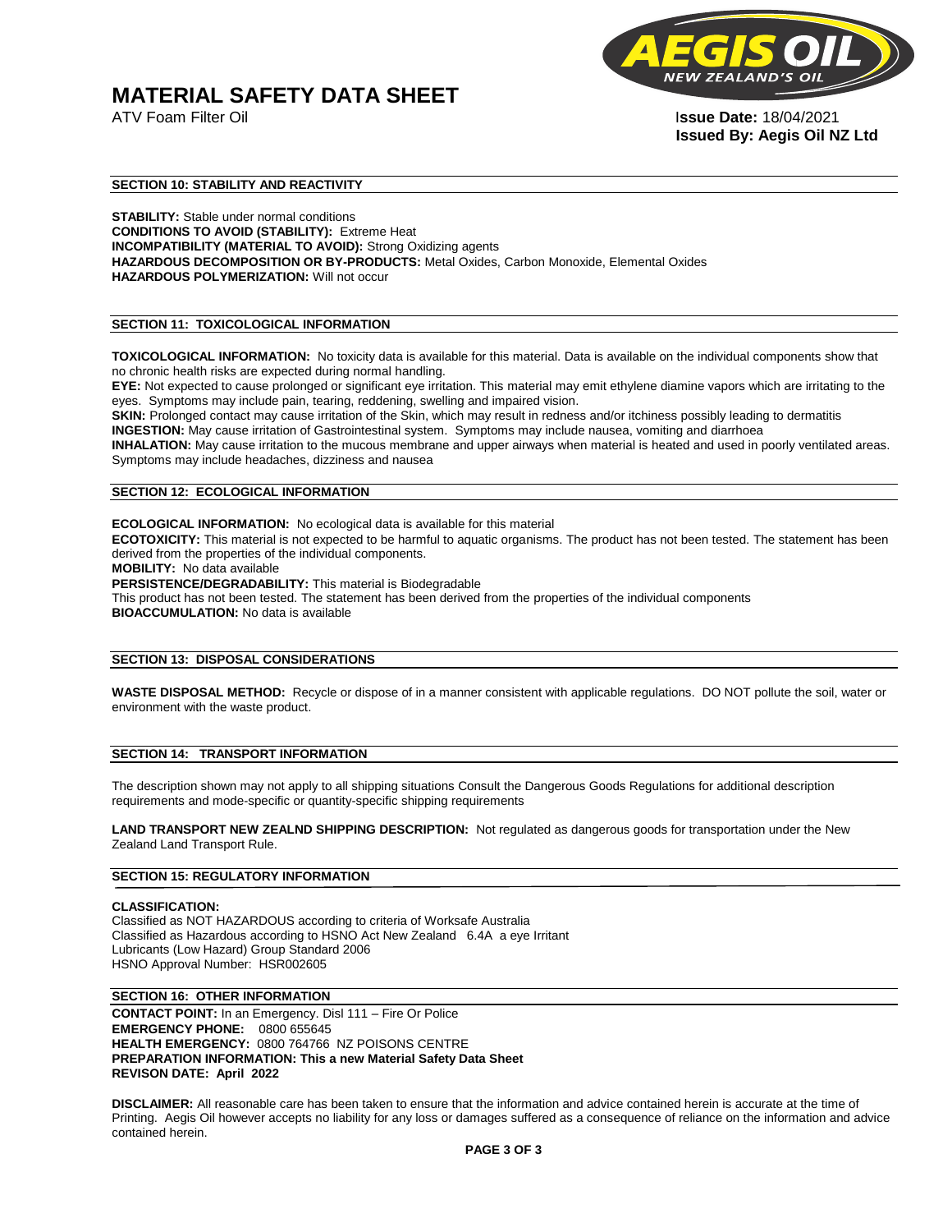# MATERIAL SAFETY DATA SHEET

ATV Foam Filter Oil

**Issue Date:** 18/04/2021
**Issued By: Aegis Oil NZ Ltd**

## SECTION 10: STABILITY AND REACTIVITY

**STABILITY:** Stable under normal conditions
**CONDITIONS TO AVOID (STABILITY):** Extreme Heat
**INCOMPATIBILITY (MATERIAL TO AVOID):** Strong Oxidizing agents
**HAZARDOUS DECOMPOSITION OR BY-PRODUCTS:** Metal Oxides, Carbon Monoxide, Elemental Oxides
**HAZARDOUS POLYMERIZATION:** Will not occur

## SECTION 11: TOXICOLOGICAL INFORMATION

**TOXICOLOGICAL INFORMATION:** No toxicity data is available for this material. Data is available on the individual components show that no chronic health risks are expected during normal handling.
**EYE:** Not expected to cause prolonged or significant eye irritation. This material may emit ethylene diamine vapors which are irritating to the eyes. Symptoms may include pain, tearing, reddening, swelling and impaired vision.
**SKIN:** Prolonged contact may cause irritation of the Skin, which may result in redness and/or itchiness possibly leading to dermatitis
**INGESTION:** May cause irritation of Gastrointestinal system. Symptoms may include nausea, vomiting and diarrhoea
**INHALATION:** May cause irritation to the mucous membrane and upper airways when material is heated and used in poorly ventilated areas. Symptoms may include headaches, dizziness and nausea

## SECTION 12: ECOLOGICAL INFORMATION

**ECOLOGICAL INFORMATION:** No ecological data is available for this material
**ECOTOXICITY:** This material is not expected to be harmful to aquatic organisms. The product has not been tested. The statement has been derived from the properties of the individual components.
**MOBILITY:** No data available
**PERSISTENCE/DEGRADABILITY:** This material is Biodegradable
This product has not been tested. The statement has been derived from the properties of the individual components
**BIOACCUMULATION:** No data is available

## SECTION 13: DISPOSAL CONSIDERATIONS

**WASTE DISPOSAL METHOD:** Recycle or dispose of in a manner consistent with applicable regulations. DO NOT pollute the soil, water or environment with the waste product.

## SECTION 14: TRANSPORT INFORMATION

The description shown may not apply to all shipping situations Consult the Dangerous Goods Regulations for additional description requirements and mode-specific or quantity-specific shipping requirements

**LAND TRANSPORT NEW ZEALND SHIPPING DESCRIPTION:** Not regulated as dangerous goods for transportation under the New Zealand Land Transport Rule.

## SECTION 15: REGULATORY INFORMATION

**CLASSIFICATION:**
Classified as NOT HAZARDOUS according to criteria of Worksafe Australia
Classified as Hazardous according to HSNO Act New Zealand 6.4A a eye Irritant
Lubricants (Low Hazard) Group Standard 2006
HSNO Approval Number: HSR002605

## SECTION 16: OTHER INFORMATION

**CONTACT POINT:** In an Emergency. Disl 111 – Fire Or Police
**EMERGENCY PHONE:** 0800 655645
**HEALTH EMERGENCY:** 0800 764766 NZ POISONS CENTRE
**PREPARATION INFORMATION: This a new Material Safety Data Sheet**
**REVISON DATE: April 2022**

**DISCLAIMER:** All reasonable care has been taken to ensure that the information and advice contained herein is accurate at the time of Printing. Aegis Oil however accepts no liability for any loss or damages suffered as a consequence of reliance on the information and advice contained herein.